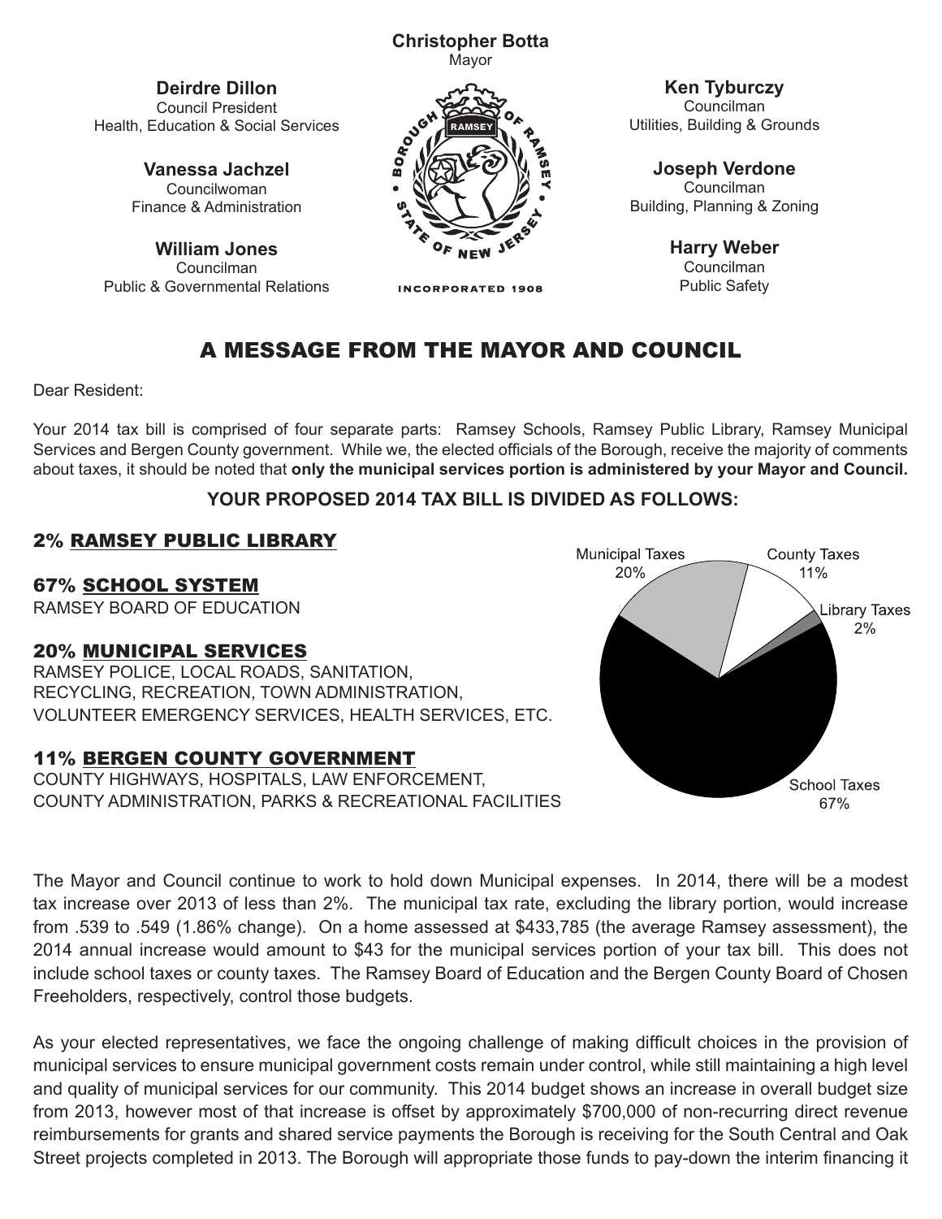**Christopher Botta**
Mayor

**Deirdre Dillon**
Council President
Health, Education & Social Services

**Vanessa Jachzel**
Councilwoman
Finance & Administration

**William Jones**
Councilman
Public & Governmental Relations

BOROUGH OF RAMSEY • STATE OF NEW JERSEY •
RAMSEY
INCORPORATED 1908

**Ken Tyburczy**
Councilman
Utilities, Building & Grounds

**Joseph Verdone**
Councilman
Building, Planning & Zoning

**Harry Weber**
Councilman
Public Safety

# A MESSAGE FROM THE MAYOR AND COUNCIL

Dear Resident:

Your 2014 tax bill is comprised of four separate parts: Ramsey Schools, Ramsey Public Library, Ramsey Municipal Services and Bergen County government. While we, the elected officials of the Borough, receive the majority of comments about taxes, it should be noted that **only the municipal services portion is administered by your Mayor and Council.**

**YOUR PROPOSED 2014 TAX BILL IS DIVIDED AS FOLLOWS:**

### 2% RAMSEY PUBLIC LIBRARY

### 67% SCHOOL SYSTEM
RAMSEY BOARD OF EDUCATION

### 20% MUNICIPAL SERVICES
RAMSEY POLICE, LOCAL ROADS, SANITATION, RECYCLING, RECREATION, TOWN ADMINISTRATION, VOLUNTEER EMERGENCY SERVICES, HEALTH SERVICES, ETC.

### 11% BERGEN COUNTY GOVERNMENT
COUNTY HIGHWAYS, HOSPITALS, LAW ENFORCEMENT, COUNTY ADMINISTRATION, PARKS & RECREATIONAL FACILITIES

Municipal Taxes 20%
County Taxes 11%
Library Taxes 2%
School Taxes 67%

The Mayor and Council continue to work to hold down Municipal expenses. In 2014, there will be a modest tax increase over 2013 of less than 2%. The municipal tax rate, excluding the library portion, would increase from .539 to .549 (1.86% change). On a home assessed at $433,785 (the average Ramsey assessment), the 2014 annual increase would amount to $43 for the municipal services portion of your tax bill. This does not include school taxes or county taxes. The Ramsey Board of Education and the Bergen County Board of Chosen Freeholders, respectively, control those budgets.

As your elected representatives, we face the ongoing challenge of making difficult choices in the provision of municipal services to ensure municipal government costs remain under control, while still maintaining a high level and quality of municipal services for our community. This 2014 budget shows an increase in overall budget size from 2013, however most of that increase is offset by approximately $700,000 of non-recurring direct revenue reimbursements for grants and shared service payments the Borough is receiving for the South Central and Oak Street projects completed in 2013. The Borough will appropriate those funds to pay-down the interim financing it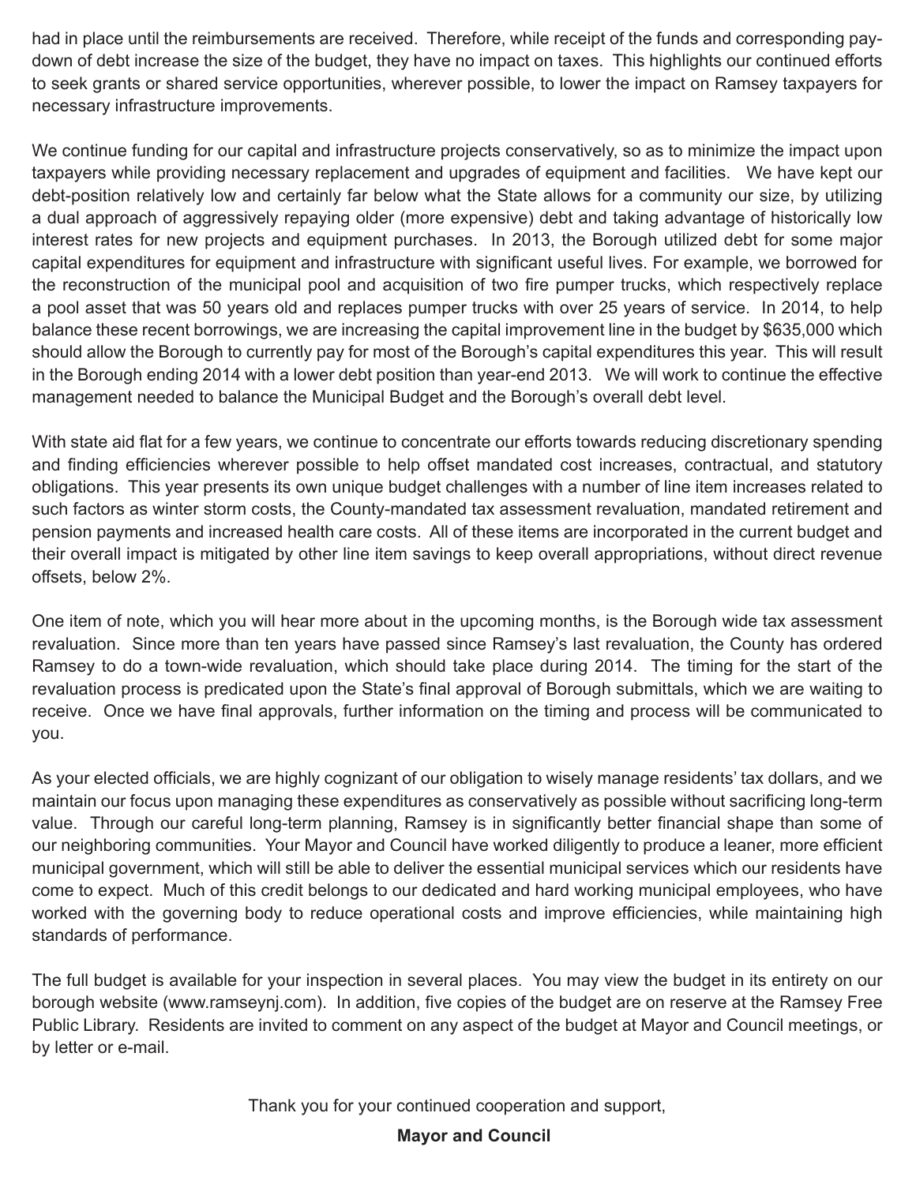had in place until the reimbursements are received. Therefore, while receipt of the funds and corresponding pay-down of debt increase the size of the budget, they have no impact on taxes. This highlights our continued efforts to seek grants or shared service opportunities, wherever possible, to lower the impact on Ramsey taxpayers for necessary infrastructure improvements.

We continue funding for our capital and infrastructure projects conservatively, so as to minimize the impact upon taxpayers while providing necessary replacement and upgrades of equipment and facilities. We have kept our debt-position relatively low and certainly far below what the State allows for a community our size, by utilizing a dual approach of aggressively repaying older (more expensive) debt and taking advantage of historically low interest rates for new projects and equipment purchases. In 2013, the Borough utilized debt for some major capital expenditures for equipment and infrastructure with significant useful lives. For example, we borrowed for the reconstruction of the municipal pool and acquisition of two fire pumper trucks, which respectively replace a pool asset that was 50 years old and replaces pumper trucks with over 25 years of service. In 2014, to help balance these recent borrowings, we are increasing the capital improvement line in the budget by $635,000 which should allow the Borough to currently pay for most of the Borough's capital expenditures this year. This will result in the Borough ending 2014 with a lower debt position than year-end 2013. We will work to continue the effective management needed to balance the Municipal Budget and the Borough's overall debt level.

With state aid flat for a few years, we continue to concentrate our efforts towards reducing discretionary spending and finding efficiencies wherever possible to help offset mandated cost increases, contractual, and statutory obligations. This year presents its own unique budget challenges with a number of line item increases related to such factors as winter storm costs, the County-mandated tax assessment revaluation, mandated retirement and pension payments and increased health care costs. All of these items are incorporated in the current budget and their overall impact is mitigated by other line item savings to keep overall appropriations, without direct revenue offsets, below 2%.

One item of note, which you will hear more about in the upcoming months, is the Borough wide tax assessment revaluation. Since more than ten years have passed since Ramsey's last revaluation, the County has ordered Ramsey to do a town-wide revaluation, which should take place during 2014. The timing for the start of the revaluation process is predicated upon the State's final approval of Borough submittals, which we are waiting to receive. Once we have final approvals, further information on the timing and process will be communicated to you.

As your elected officials, we are highly cognizant of our obligation to wisely manage residents' tax dollars, and we maintain our focus upon managing these expenditures as conservatively as possible without sacrificing long-term value. Through our careful long-term planning, Ramsey is in significantly better financial shape than some of our neighboring communities. Your Mayor and Council have worked diligently to produce a leaner, more efficient municipal government, which will still be able to deliver the essential municipal services which our residents have come to expect. Much of this credit belongs to our dedicated and hard working municipal employees, who have worked with the governing body to reduce operational costs and improve efficiencies, while maintaining high standards of performance.

The full budget is available for your inspection in several places. You may view the budget in its entirety on our borough website (www.ramseynj.com). In addition, five copies of the budget are on reserve at the Ramsey Free Public Library. Residents are invited to comment on any aspect of the budget at Mayor and Council meetings, or by letter or e-mail.

Thank you for your continued cooperation and support,

**Mayor and Council**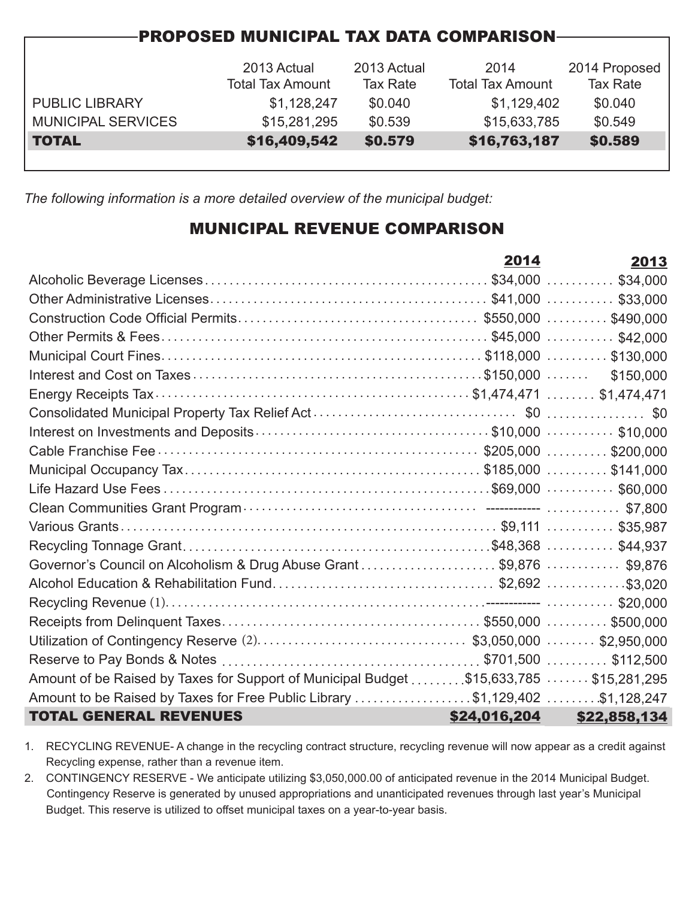## PROPOSED MUNICIPAL TAX DATA COMPARISON

| | 2013 Actual Total Tax Amount | 2013 Actual Tax Rate | 2014 Total Tax Amount | 2014 Proposed Tax Rate |
|---|---|---|---|---|
| PUBLIC LIBRARY | $1,128,247 | $0.040 | $1,129,402 | $0.040 |
| MUNICIPAL SERVICES | $15,281,295 | $0.539 | $15,633,785 | $0.549 |
| **TOTAL** | **$16,409,542** | **$0.579** | **$16,763,187** | **$0.589** |

*The following information is a more detailed overview of the municipal budget:*

## MUNICIPAL REVENUE COMPARISON

| | 2014 | 2013 |
|---|---|---|
| Alcoholic Beverage Licenses | $34,000 | $34,000 |
| Other Administrative Licenses | $41,000 | $33,000 |
| Construction Code Official Permits | $550,000 | $490,000 |
| Other Permits & Fees | $45,000 | $42,000 |
| Municipal Court Fines | $118,000 | $130,000 |
| Interest and Cost on Taxes | $150,000 | $150,000 |
| Energy Receipts Tax | $1,474,471 | $1,474,471 |
| Consolidated Municipal Property Tax Relief Act | $0 | $0 |
| Interest on Investments and Deposits | $10,000 | $10,000 |
| Cable Franchise Fee | $205,000 | $200,000 |
| Municipal Occupancy Tax | $185,000 | $141,000 |
| Life Hazard Use Fees | $69,000 | $60,000 |
| Clean Communities Grant Program | ------------ | $7,800 |
| Various Grants | $9,111 | $35,987 |
| Recycling Tonnage Grant | $48,368 | $44,937 |
| Governor's Council on Alcoholism & Drug Abuse Grant | $9,876 | $9,876 |
| Alcohol Education & Rehabilitation Fund | $2,692 | $3,020 |
| Recycling Revenue (1) | ------------ | $20,000 |
| Receipts from Delinquent Taxes | $550,000 | $500,000 |
| Utilization of Contingency Reserve (2) | $3,050,000 | $2,950,000 |
| Reserve to Pay Bonds & Notes | $701,500 | $112,500 |
| Amount of be Raised by Taxes for Support of Municipal Budget | $15,633,785 | $15,281,295 |
| Amount to be Raised by Taxes for Free Public Library | $1,129,402 | $1,128,247 |
| **TOTAL GENERAL REVENUES** | **$24,016,204** | **$22,858,134** |

1. RECYCLING REVENUE- A change in the recycling contract structure, recycling revenue will now appear as a credit against Recycling expense, rather than a revenue item.
2. CONTINGENCY RESERVE - We anticipate utilizing $3,050,000.00 of anticipated revenue in the 2014 Municipal Budget. Contingency Reserve is generated by unused appropriations and unanticipated revenues through last year's Municipal Budget. This reserve is utilized to offset municipal taxes on a year-to-year basis.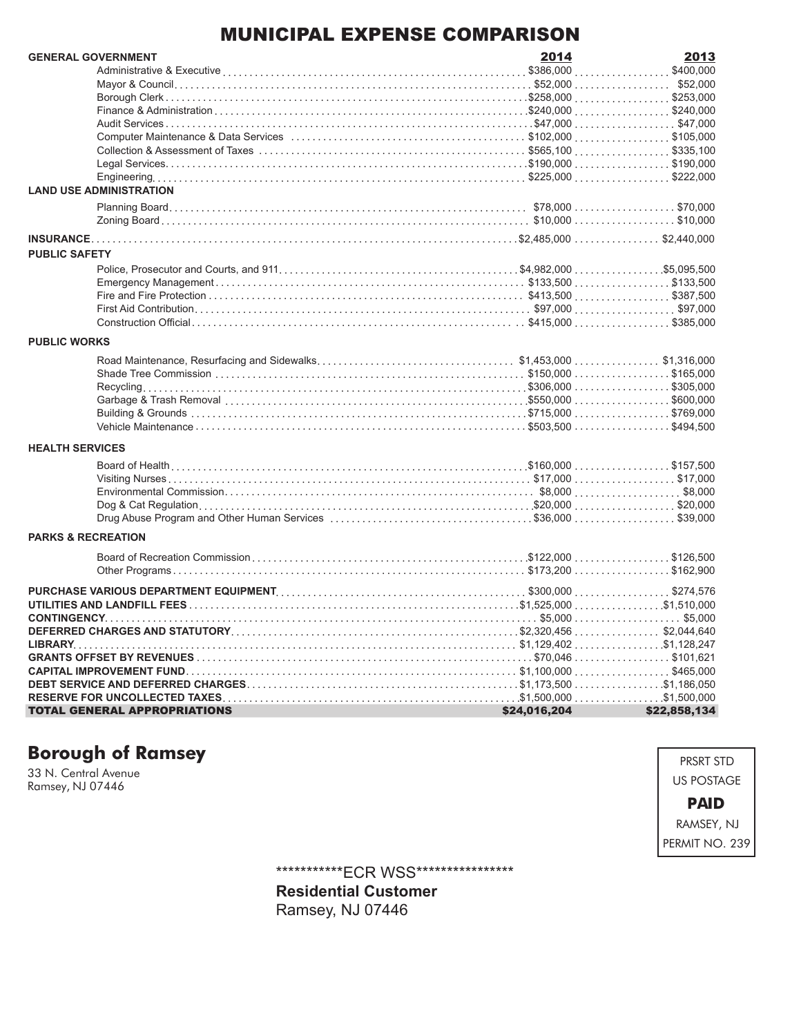# MUNICIPAL EXPENSE COMPARISON

| | 2014 | 2013 |
|---|---|---|
| **GENERAL GOVERNMENT** | | |
| Administrative & Executive | $386,000 | $400,000 |
| Mayor & Council | $52,000 | $52,000 |
| Borough Clerk | $258,000 | $253,000 |
| Finance & Administration | $240,000 | $240,000 |
| Audit Services | $47,000 | $47,000 |
| Computer Maintenance & Data Services | $102,000 | $105,000 |
| Collection & Assessment of Taxes | $565,100 | $335,100 |
| Legal Services | $190,000 | $190,000 |
| Engineering | $225,000 | $222,000 |
| **LAND USE ADMINISTRATION** | | |
| Planning Board | $78,000 | $70,000 |
| Zoning Board | $10,000 | $10,000 |
| **INSURANCE** | $2,485,000 | $2,440,000 |
| **PUBLIC SAFETY** | | |
| Police, Prosecutor and Courts, and 911 | $4,982,000 | $5,095,500 |
| Emergency Management | $133,500 | $133,500 |
| Fire and Fire Protection | $413,500 | $387,500 |
| First Aid Contribution | $97,000 | $97,000 |
| Construction Official | $415,000 | $385,000 |
| **PUBLIC WORKS** | | |
| Road Maintenance, Resurfacing and Sidewalks | $1,453,000 | $1,316,000 |
| Shade Tree Commission | $150,000 | $165,000 |
| Recycling | $306,000 | $305,000 |
| Garbage & Trash Removal | $550,000 | $600,000 |
| Building & Grounds | $715,000 | $769,000 |
| Vehicle Maintenance | $503,500 | $494,500 |
| **HEALTH SERVICES** | | |
| Board of Health | $160,000 | $157,500 |
| Visiting Nurses | $17,000 | $17,000 |
| Environmental Commission | $8,000 | $8,000 |
| Dog & Cat Regulation | $20,000 | $20,000 |
| Drug Abuse Program and Other Human Services | $36,000 | $39,000 |
| **PARKS & RECREATION** | | |
| Board of Recreation Commission | $122,000 | $126,500 |
| Other Programs | $173,200 | $162,900 |
| **PURCHASE VARIOUS DEPARTMENT EQUIPMENT** | $300,000 | $274,576 |
| **UTILITIES AND LANDFILL FEES** | $1,525,000 | $1,510,000 |
| **CONTINGENCY** | $5,000 | $5,000 |
| **DEFERRED CHARGES AND STATUTORY** | $2,320,456 | $2,044,640 |
| **LIBRARY** | $1,129,402 | $1,128,247 |
| **GRANTS OFFSET BY REVENUES** | $70,046 | $101,621 |
| **CAPITAL IMPROVEMENT FUND** | $1,100,000 | $465,000 |
| **DEBT SERVICE AND DEFERRED CHARGES** | $1,173,500 | $1,186,050 |
| **RESERVE FOR UNCOLLECTED TAXES** | $1,500,000 | $1,500,000 |
| **TOTAL GENERAL APPROPRIATIONS** | **$24,016,204** | **$22,858,134** |

## Borough of Ramsey

33 N. Central Avenue
Ramsey, NJ 07446

PRSRT STD
US POSTAGE
**PAID**
RAMSEY, NJ
PERMIT NO. 239

***********ECR WSS****************

**Residential Customer**
Ramsey, NJ 07446